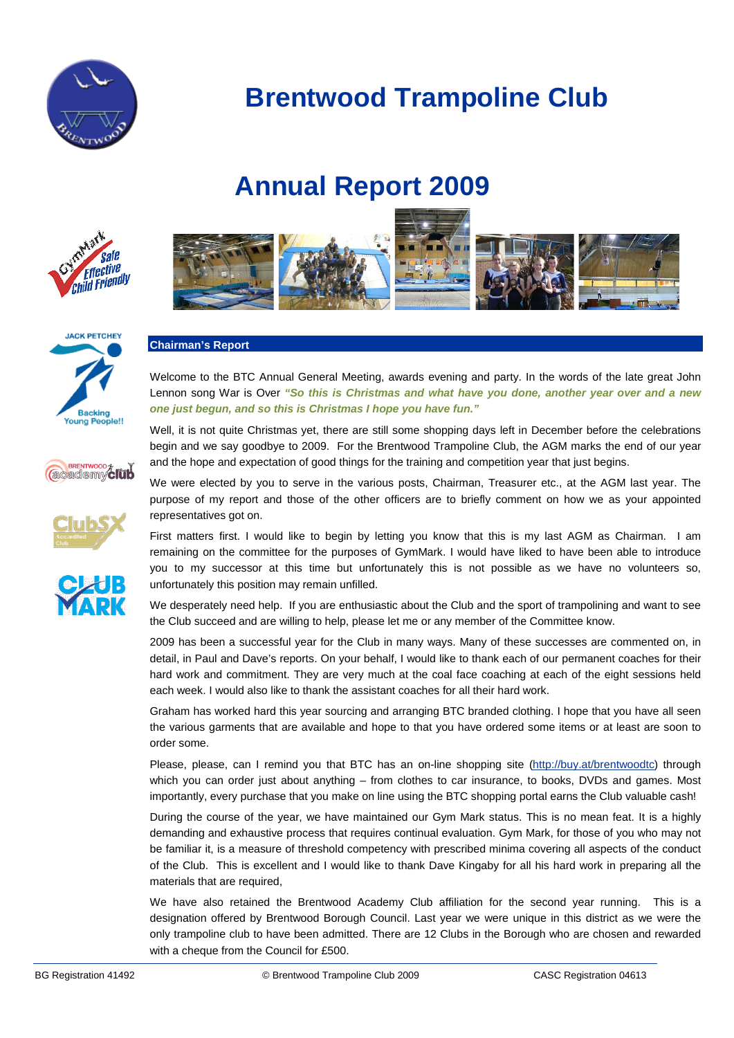# Brentwood Trampoline Club

# Annual Report 2009

## Chairman's Report

Welcome to the BTC Annual General Meeting, awards evening and party. In the words of the late great John Lennon song War is Over ***"So this is Christmas and what have you done, another year over and a new one just begun, and so this is Christmas I hope you have fun."***

Well, it is not quite Christmas yet, there are still some shopping days left in December before the celebrations begin and we say goodbye to 2009. For the Brentwood Trampoline Club, the AGM marks the end of our year and the hope and expectation of good things for the training and competition year that just begins.

We were elected by you to serve in the various posts, Chairman, Treasurer etc., at the AGM last year. The purpose of my report and those of the other officers are to briefly comment on how we as your appointed representatives got on.

First matters first. I would like to begin by letting you know that this is my last AGM as Chairman. I am remaining on the committee for the purposes of GymMark. I would have liked to have been able to introduce you to my successor at this time but unfortunately this is not possible as we have no volunteers so, unfortunately this position may remain unfilled.

We desperately need help. If you are enthusiastic about the Club and the sport of trampolining and want to see the Club succeed and are willing to help, please let me or any member of the Committee know.

2009 has been a successful year for the Club in many ways. Many of these successes are commented on, in detail, in Paul and Dave's reports. On your behalf, I would like to thank each of our permanent coaches for their hard work and commitment. They are very much at the coal face coaching at each of the eight sessions held each week. I would also like to thank the assistant coaches for all their hard work.

Graham has worked hard this year sourcing and arranging BTC branded clothing. I hope that you have all seen the various garments that are available and hope to that you have ordered some items or at least are soon to order some.

Please, please, can I remind you that BTC has an on-line shopping site (http://buy.at/brentwoodtc) through which you can order just about anything – from clothes to car insurance, to books, DVDs and games. Most importantly, every purchase that you make on line using the BTC shopping portal earns the Club valuable cash!

During the course of the year, we have maintained our Gym Mark status. This is no mean feat. It is a highly demanding and exhaustive process that requires continual evaluation. Gym Mark, for those of you who may not be familiar with it, is a measure of threshold competency with prescribed minima covering all aspects of the conduct of the Club. This is excellent and I would like to thank Dave Kingaby for all his hard work in preparing all the materials that are required,

We have also retained the Brentwood Academy Club affiliation for the second year running. This is a designation offered by Brentwood Borough Council. Last year we were unique in this district as we were the only trampoline club to have been admitted. There are 12 Clubs in the Borough who are chosen and rewarded with a cheque from the Council for £500.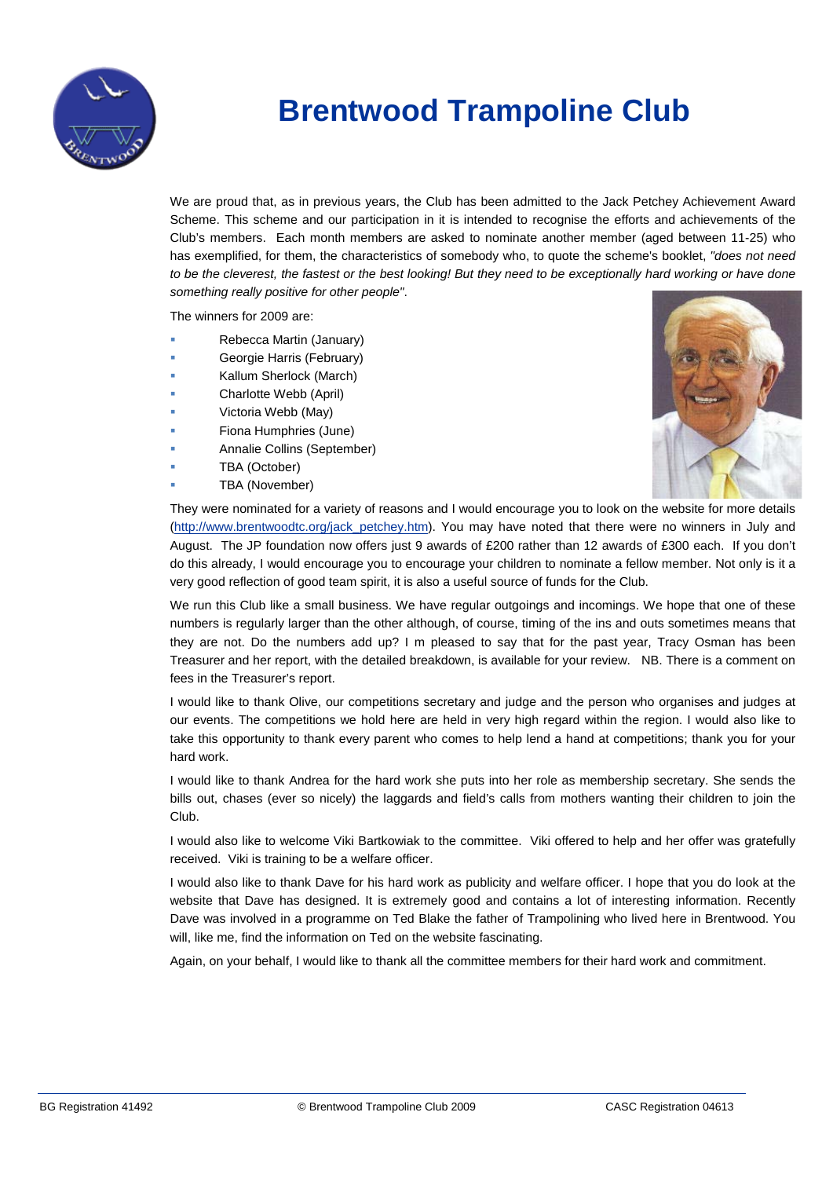# Brentwood Trampoline Club

We are proud that, as in previous years, the Club has been admitted to the Jack Petchey Achievement Award Scheme. This scheme and our participation in it is intended to recognise the efforts and achievements of the Club's members. Each month members are asked to nominate another member (aged between 11-25) who has exemplified, for them, the characteristics of somebody who, to quote the scheme's booklet, *"does not need to be the cleverest, the fastest or the best looking! But they need to be exceptionally hard working or have done something really positive for other people"*.

The winners for 2009 are:

- Rebecca Martin (January)
- Georgie Harris (February)
- Kallum Sherlock (March)
- Charlotte Webb (April)
- Victoria Webb (May)
- Fiona Humphries (June)
- Annalie Collins (September)
- TBA (October)
- TBA (November)

They were nominated for a variety of reasons and I would encourage you to look on the website for more details (http://www.brentwoodtc.org/jack_petchey.htm). You may have noted that there were no winners in July and August. The JP foundation now offers just 9 awards of £200 rather than 12 awards of £300 each. If you don't do this already, I would encourage you to encourage your children to nominate a fellow member. Not only is it a very good reflection of good team spirit, it is also a useful source of funds for the Club.

We run this Club like a small business. We have regular outgoings and incomings. We hope that one of these numbers is regularly larger than the other although, of course, timing of the ins and outs sometimes means that they are not. Do the numbers add up? I m pleased to say that for the past year, Tracy Osman has been Treasurer and her report, with the detailed breakdown, is available for your review. NB. There is a comment on fees in the Treasurer's report.

I would like to thank Olive, our competitions secretary and judge and the person who organises and judges at our events. The competitions we hold here are held in very high regard within the region. I would also like to take this opportunity to thank every parent who comes to help lend a hand at competitions; thank you for your hard work.

I would like to thank Andrea for the hard work she puts into her role as membership secretary. She sends the bills out, chases (ever so nicely) the laggards and field's calls from mothers wanting their children to join the Club.

I would also like to welcome Viki Bartkowiak to the committee. Viki offered to help and her offer was gratefully received. Viki is training to be a welfare officer.

I would also like to thank Dave for his hard work as publicity and welfare officer. I hope that you do look at the website that Dave has designed. It is extremely good and contains a lot of interesting information. Recently Dave was involved in a programme on Ted Blake the father of Trampolining who lived here in Brentwood. You will, like me, find the information on Ted on the website fascinating.

Again, on your behalf, I would like to thank all the committee members for their hard work and commitment.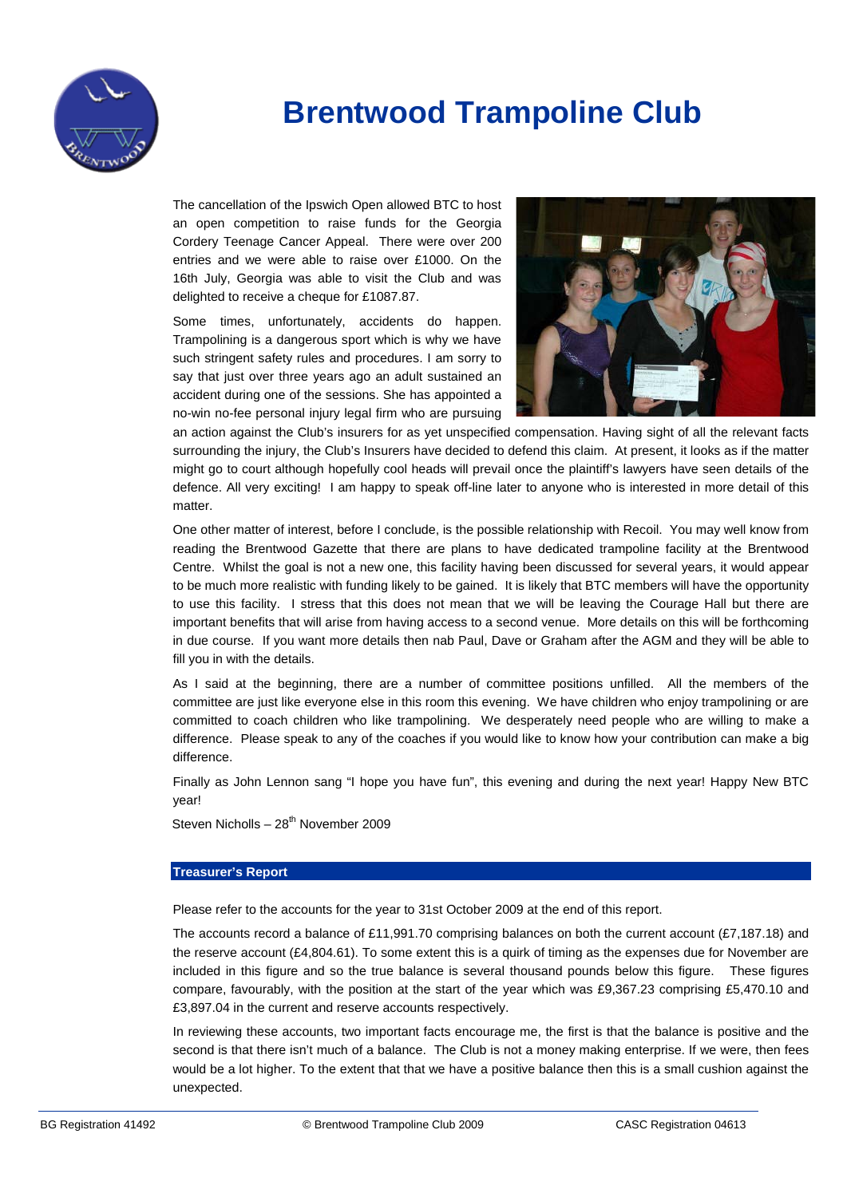# Brentwood Trampoline Club

The cancellation of the Ipswich Open allowed BTC to host an open competition to raise funds for the Georgia Cordery Teenage Cancer Appeal. There were over 200 entries and we were able to raise over £1000. On the 16th July, Georgia was able to visit the Club and was delighted to receive a cheque for £1087.87.

Some times, unfortunately, accidents do happen. Trampolining is a dangerous sport which is why we have such stringent safety rules and procedures. I am sorry to say that just over three years ago an adult sustained an accident during one of the sessions. She has appointed a no-win no-fee personal injury legal firm who are pursuing an action against the Club's insurers for as yet unspecified compensation. Having sight of all the relevant facts surrounding the injury, the Club's Insurers have decided to defend this claim. At present, it looks as if the matter might go to court although hopefully cool heads will prevail once the plaintiff's lawyers have seen details of the defence. All very exciting! I am happy to speak off-line later to anyone who is interested in more detail of this matter.

One other matter of interest, before I conclude, is the possible relationship with Recoil. You may well know from reading the Brentwood Gazette that there are plans to have dedicated trampoline facility at the Brentwood Centre. Whilst the goal is not a new one, this facility having been discussed for several years, it would appear to be much more realistic with funding likely to be gained. It is likely that BTC members will have the opportunity to use this facility. I stress that this does not mean that we will be leaving the Courage Hall but there are important benefits that will arise from having access to a second venue. More details on this will be forthcoming in due course. If you want more details then nab Paul, Dave or Graham after the AGM and they will be able to fill you in with the details.

As I said at the beginning, there are a number of committee positions unfilled. All the members of the committee are just like everyone else in this room this evening. We have children who enjoy trampolining or are committed to coach children who like trampolining. We desperately need people who are willing to make a difference. Please speak to any of the coaches if you would like to know how your contribution can make a big difference.

Finally as John Lennon sang "I hope you have fun", this evening and during the next year! Happy New BTC year!

Steven Nicholls – 28th November 2009

## Treasurer's Report

Please refer to the accounts for the year to 31st October 2009 at the end of this report.

The accounts record a balance of £11,991.70 comprising balances on both the current account (£7,187.18) and the reserve account (£4,804.61). To some extent this is a quirk of timing as the expenses due for November are included in this figure and so the true balance is several thousand pounds below this figure. These figures compare, favourably, with the position at the start of the year which was £9,367.23 comprising £5,470.10 and £3,897.04 in the current and reserve accounts respectively.

In reviewing these accounts, two important facts encourage me, the first is that the balance is positive and the second is that there isn't much of a balance. The Club is not a money making enterprise. If we were, then fees would be a lot higher. To the extent that that we have a positive balance then this is a small cushion against the unexpected.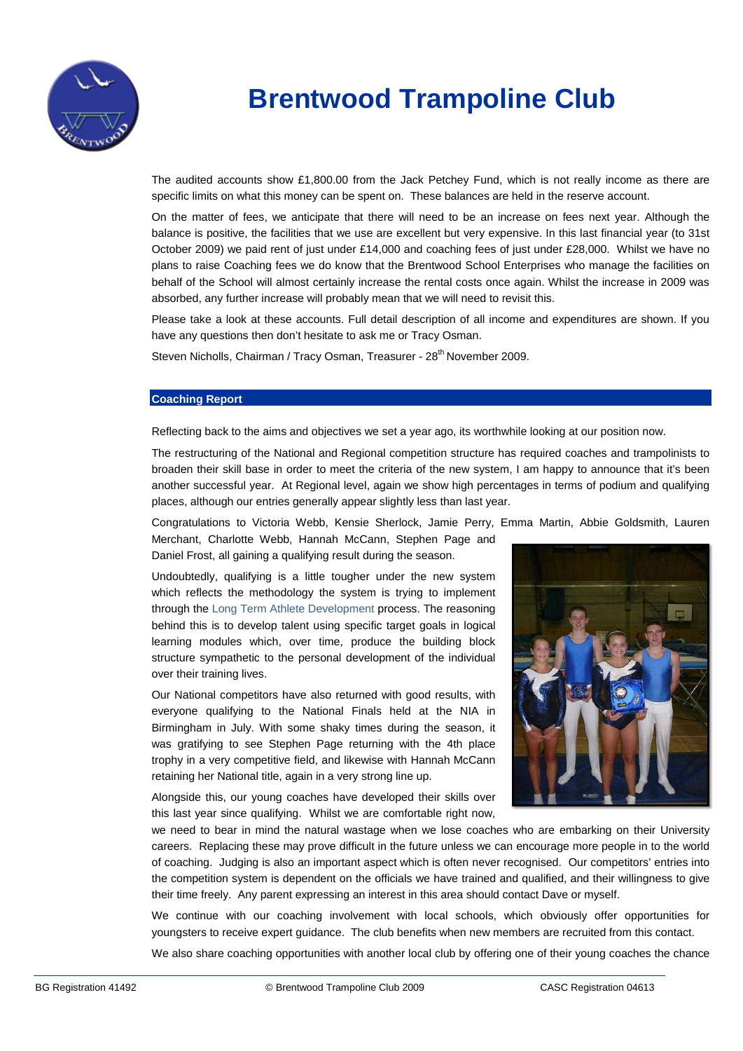# Brentwood Trampoline Club

The audited accounts show £1,800.00 from the Jack Petchey Fund, which is not really income as there are specific limits on what this money can be spent on. These balances are held in the reserve account.

On the matter of fees, we anticipate that there will need to be an increase on fees next year. Although the balance is positive, the facilities that we use are excellent but very expensive. In this last financial year (to 31st October 2009) we paid rent of just under £14,000 and coaching fees of just under £28,000. Whilst we have no plans to raise Coaching fees we do know that the Brentwood School Enterprises who manage the facilities on behalf of the School will almost certainly increase the rental costs once again. Whilst the increase in 2009 was absorbed, any further increase will probably mean that we will need to revisit this.

Please take a look at these accounts. Full detail description of all income and expenditures are shown. If you have any questions then don't hesitate to ask me or Tracy Osman.

Steven Nicholls, Chairman / Tracy Osman, Treasurer - 28th November 2009.

## Coaching Report

Reflecting back to the aims and objectives we set a year ago, its worthwhile looking at our position now.

The restructuring of the National and Regional competition structure has required coaches and trampolinists to broaden their skill base in order to meet the criteria of the new system, I am happy to announce that it's been another successful year. At Regional level, again we show high percentages in terms of podium and qualifying places, although our entries generally appear slightly less than last year.

Congratulations to Victoria Webb, Kensie Sherlock, Jamie Perry, Emma Martin, Abbie Goldsmith, Lauren Merchant, Charlotte Webb, Hannah McCann, Stephen Page and Daniel Frost, all gaining a qualifying result during the season.

Undoubtedly, qualifying is a little tougher under the new system which reflects the methodology the system is trying to implement through the Long Term Athlete Development process. The reasoning behind this is to develop talent using specific target goals in logical learning modules which, over time, produce the building block structure sympathetic to the personal development of the individual over their training lives.

Our National competitors have also returned with good results, with everyone qualifying to the National Finals held at the NIA in Birmingham in July. With some shaky times during the season, it was gratifying to see Stephen Page returning with the 4th place trophy in a very competitive field, and likewise with Hannah McCann retaining her National title, again in a very strong line up.

Alongside this, our young coaches have developed their skills over this last year since qualifying. Whilst we are comfortable right now, we need to bear in mind the natural wastage when we lose coaches who are embarking on their University careers. Replacing these may prove difficult in the future unless we can encourage more people in to the world of coaching. Judging is also an important aspect which is often never recognised. Our competitors' entries into the competition system is dependent on the officials we have trained and qualified, and their willingness to give their time freely. Any parent expressing an interest in this area should contact Dave or myself.

We continue with our coaching involvement with local schools, which obviously offer opportunities for youngsters to receive expert guidance. The club benefits when new members are recruited from this contact.

We also share coaching opportunities with another local club by offering one of their young coaches the chance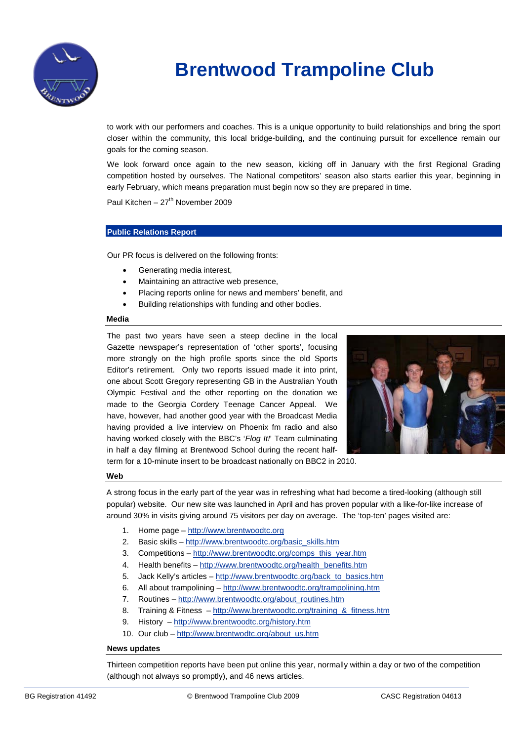to work with our performers and coaches. This is a unique opportunity to build relationships and bring the sport closer within the community, this local bridge-building, and the continuing pursuit for excellence remain our goals for the coming season.

We look forward once again to the new season, kicking off in January with the first Regional Grading competition hosted by ourselves. The National competitors' season also starts earlier this year, beginning in early February, which means preparation must begin now so they are prepared in time.

Paul Kitchen – 27th November 2009

## Public Relations Report

Our PR focus is delivered on the following fronts:

- Generating media interest,
- Maintaining an attractive web presence,
- Placing reports online for news and members' benefit, and
- Building relationships with funding and other bodies.

### Media

The past two years have seen a steep decline in the local Gazette newspaper's representation of 'other sports', focusing more strongly on the high profile sports since the old Sports Editor's retirement. Only two reports issued made it into print, one about Scott Gregory representing GB in the Australian Youth Olympic Festival and the other reporting on the donation we made to the Georgia Cordery Teenage Cancer Appeal. We have, however, had another good year with the Broadcast Media having provided a live interview on Phoenix fm radio and also having worked closely with the BBC's '*Flog It!*' Team culminating in half a day filming at Brentwood School during the recent half-term for a 10-minute insert to be broadcast nationally on BBC2 in 2010.

### Web

A strong focus in the early part of the year was in refreshing what had become a tired-looking (although still popular) website. Our new site was launched in April and has proven popular with a like-for-like increase of around 30% in visits giving around 75 visitors per day on average. The 'top-ten' pages visited are:

1. Home page – http://www.brentwoodtc.org
2. Basic skills – http://www.brentwoodtc.org/basic_skills.htm
3. Competitions – http://www.brentwoodtc.org/comps_this_year.htm
4. Health benefits – http://www.brentwoodtc.org/health_benefits.htm
5. Jack Kelly's articles – http://www.brentwoodtc.org/back_to_basics.htm
6. All about trampolining – http://www.brentwoodtc.org/trampolining.htm
7. Routines – http://www.brentwoodtc.org/about_routines.htm
8. Training & Fitness – http://www.brentwoodtc.org/training_&_fitness.htm
9. History – http://www.brentwoodtc.org/history.htm
10. Our club – http://www.brentwodtc.org/about_us.htm

### News updates

Thirteen competition reports have been put online this year, normally within a day or two of the competition (although not always so promptly), and 46 news articles.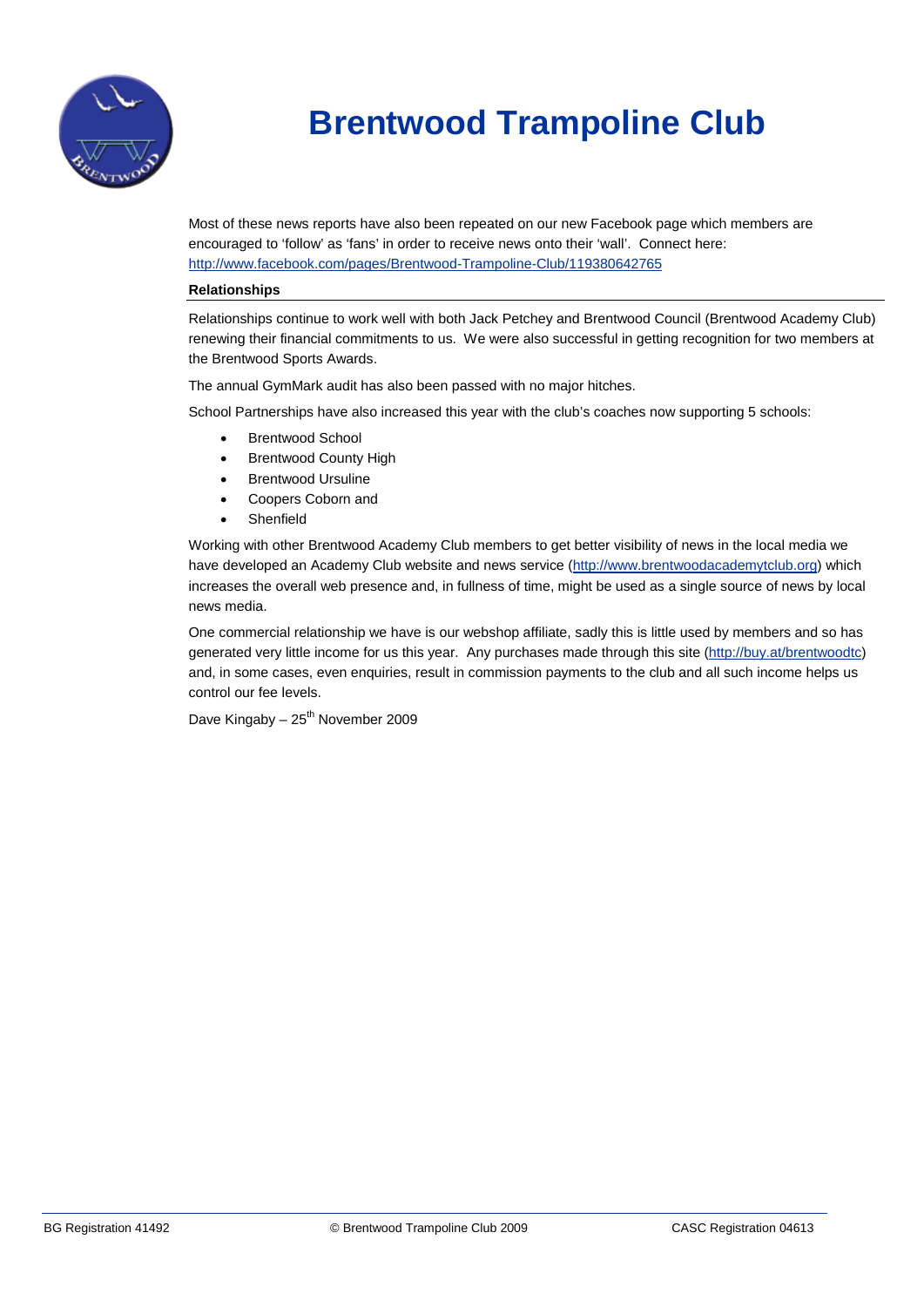# Brentwood Trampoline Club

Most of these news reports have also been repeated on our new Facebook page which members are encouraged to 'follow' as 'fans' in order to receive news onto their 'wall'. Connect here: http://www.facebook.com/pages/Brentwood-Trampoline-Club/119380642765

**Relationships**

Relationships continue to work well with both Jack Petchey and Brentwood Council (Brentwood Academy Club) renewing their financial commitments to us. We were also successful in getting recognition for two members at the Brentwood Sports Awards.

The annual GymMark audit has also been passed with no major hitches.

School Partnerships have also increased this year with the club's coaches now supporting 5 schools:

- Brentwood School
- Brentwood County High
- Brentwood Ursuline
- Coopers Coborn and
- Shenfield

Working with other Brentwood Academy Club members to get better visibility of news in the local media we have developed an Academy Club website and news service (http://www.brentwoodacademyclub.org) which increases the overall web presence and, in fullness of time, might be used as a single source of news by local news media.

One commercial relationship we have is our webshop affiliate, sadly this is little used by members and so has generated very little income for us this year. Any purchases made through this site (http://buy.at/brentwoodtc) and, in some cases, even enquiries, result in commission payments to the club and all such income helps us control our fee levels.

Dave Kingaby – 25th November 2009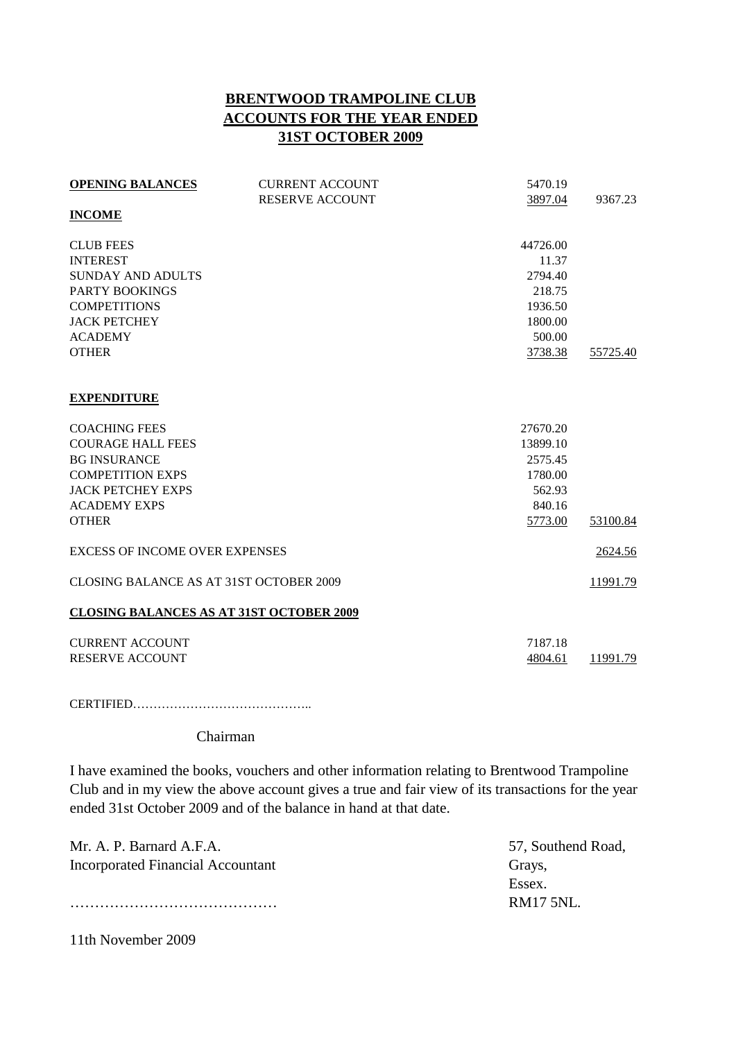# BRENTWOOD TRAMPOLINE CLUB
## ACCOUNTS FOR THE YEAR ENDED
## 31ST OCTOBER 2009

| | | | |
|---|---|---|---|
| **OPENING BALANCES** | CURRENT ACCOUNT | 5470.19 | |
| | RESERVE ACCOUNT | 3897.04 | 9367.23 |
| **INCOME** | | | |
| CLUB FEES | | 44726.00 | |
| INTEREST | | 11.37 | |
| SUNDAY AND ADULTS | | 2794.40 | |
| PARTY BOOKINGS | | 218.75 | |
| COMPETITIONS | | 1936.50 | |
| JACK PETCHEY | | 1800.00 | |
| ACADEMY | | 500.00 | |
| OTHER | | 3738.38 | 55725.40 |
| **EXPENDITURE** | | | |
| COACHING FEES | | 27670.20 | |
| COURAGE HALL FEES | | 13899.10 | |
| BG INSURANCE | | 2575.45 | |
| COMPETITION EXPS | | 1780.00 | |
| JACK PETCHEY EXPS | | 562.93 | |
| ACADEMY EXPS | | 840.16 | |
| OTHER | | 5773.00 | 53100.84 |
| EXCESS OF INCOME OVER EXPENSES | | | 2624.56 |
| CLOSING BALANCE AS AT 31ST OCTOBER 2009 | | | 11991.79 |
| **CLOSING BALANCES AS AT 31ST OCTOBER 2009** | | | |
| CURRENT ACCOUNT | | 7187.18 | |
| RESERVE ACCOUNT | | 4804.61 | 11991.79 |

CERTIFIED……………………………………..

Chairman

I have examined the books, vouchers and other information relating to Brentwood Trampoline Club and in my view the above account gives a true and fair view of its transactions for the year ended 31st October 2009 and of the balance in hand at that date.

Mr. A. P. Barnard A.F.A.
Incorporated Financial Accountant

……………………………………

57, Southend Road,
Grays,
Essex.
RM17 5NL.

11th November 2009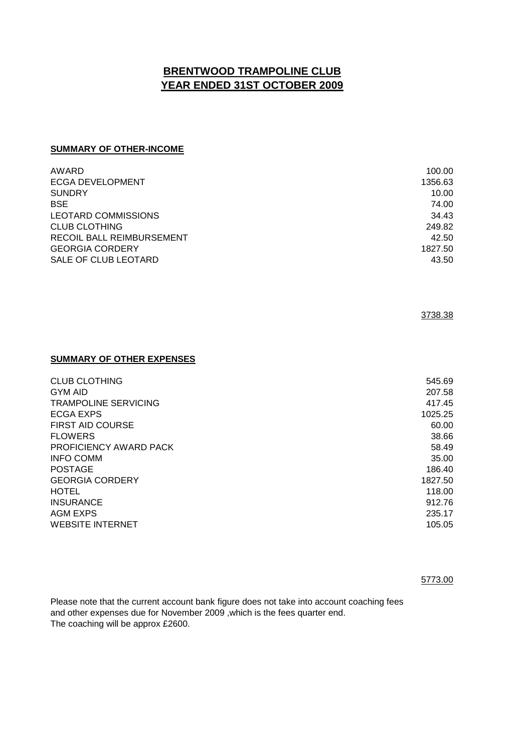# BRENTWOOD TRAMPOLINE CLUB
# YEAR ENDED 31ST OCTOBER 2009

### SUMMARY OF OTHER-INCOME

| | |
|---|---|
| AWARD | 100.00 |
| ECGA DEVELOPMENT | 1356.63 |
| SUNDRY | 10.00 |
| BSE | 74.00 |
| LEOTARD COMMISSIONS | 34.43 |
| CLUB CLOTHING | 249.82 |
| RECOIL BALL REIMBURSEMENT | 42.50 |
| GEORGIA CORDERY | 1827.50 |
| SALE OF CLUB LEOTARD | 43.50 |
| | 3738.38 |

### SUMMARY OF OTHER EXPENSES

| | |
|---|---|
| CLUB CLOTHING | 545.69 |
| GYM AID | 207.58 |
| TRAMPOLINE SERVICING | 417.45 |
| ECGA EXPS | 1025.25 |
| FIRST AID COURSE | 60.00 |
| FLOWERS | 38.66 |
| PROFICIENCY AWARD PACK | 58.49 |
| INFO COMM | 35.00 |
| POSTAGE | 186.40 |
| GEORGIA CORDERY | 1827.50 |
| HOTEL | 118.00 |
| INSURANCE | 912.76 |
| AGM EXPS | 235.17 |
| WEBSITE INTERNET | 105.05 |
| | 5773.00 |

Please note that the current account bank figure does not take into account coaching fees and other expenses due for November 2009 ,which is the fees quarter end.
The coaching will be approx £2600.